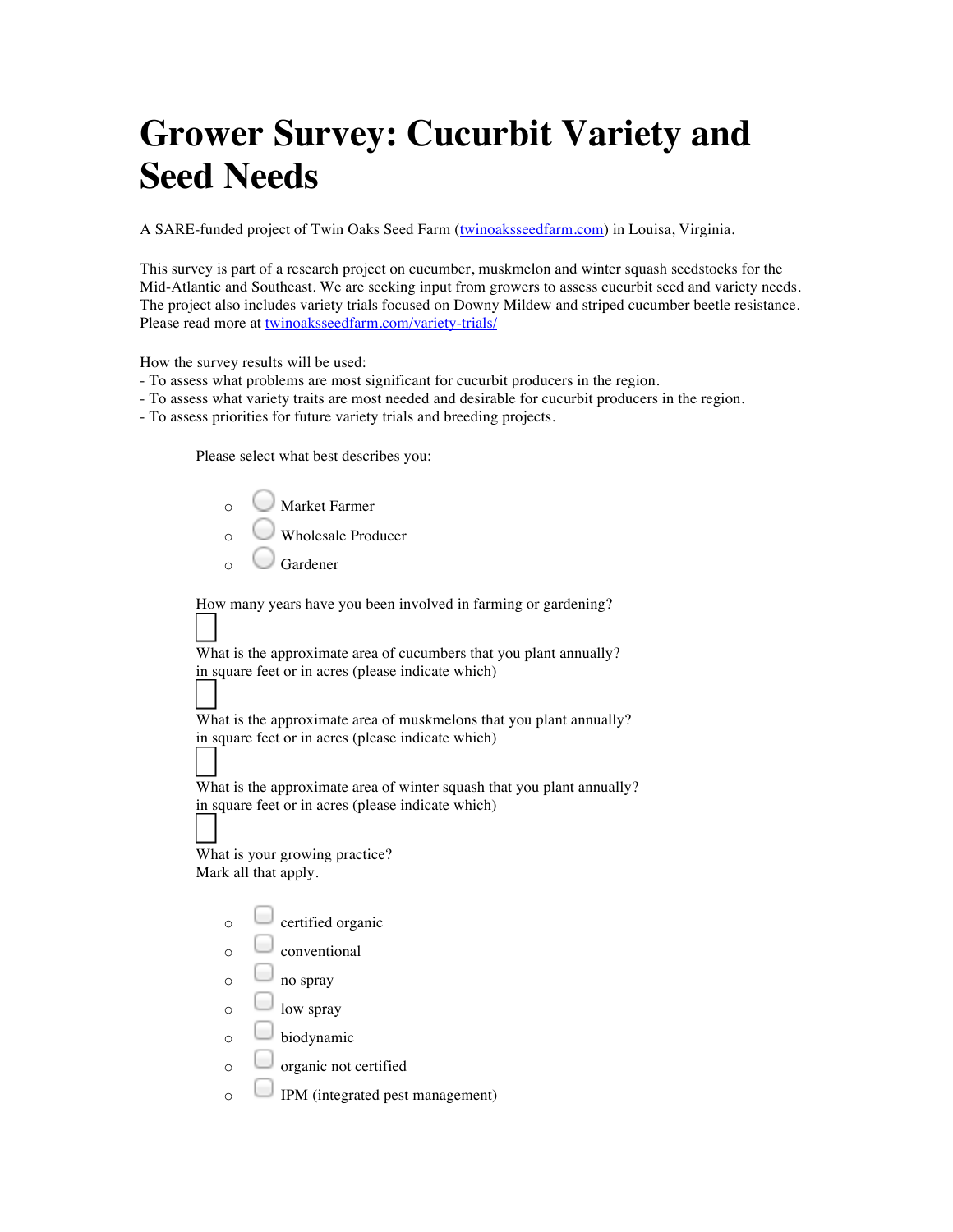# Grower Survey: Cucurbit Variety and Seed Needs

A SARE-funded project of Twin Oaks Seed Farm ([twinoaksseedfarm.com](twinoaksseedfarm.com)) in Louisa, Virginia.

This survey is part of a research project on cucumber, muskmelon and winter squash seedstocks for the Mid-Atlantic and Southeast. We are seeking input from growers to assess cucurbit seed and variety needs. The project also includes variety trials focused on Downy Mildew and striped cucumber beetle resistance. Please read more at [twinoaksseedfarm.com/variety-trials/](twinoaksseedfarm.com/variety-trials/)

How the survey results will be used:
- To assess what problems are most significant for cucurbit producers in the region.
- To assess what variety traits are most needed and desirable for cucurbit producers in the region.
- To assess priorities for future variety trials and breeding projects.

Please select what best describes you:

- ◯ Market Farmer
- ◯ Wholesale Producer
- ◯ Gardener

How many years have you been involved in farming or gardening?

☐

What is the approximate area of cucumbers that you plant annually?
in square feet or in acres (please indicate which)

☐

What is the approximate area of muskmelons that you plant annually?
in square feet or in acres (please indicate which)

☐

What is the approximate area of winter squash that you plant annually?
in square feet or in acres (please indicate which)

☐

What is your growing practice?
Mark all that apply.

- ☐ certified organic
- ☐ conventional
- ☐ no spray
- ☐ low spray
- ☐ biodynamic
- ☐ organic not certified
- ☐ IPM (integrated pest management)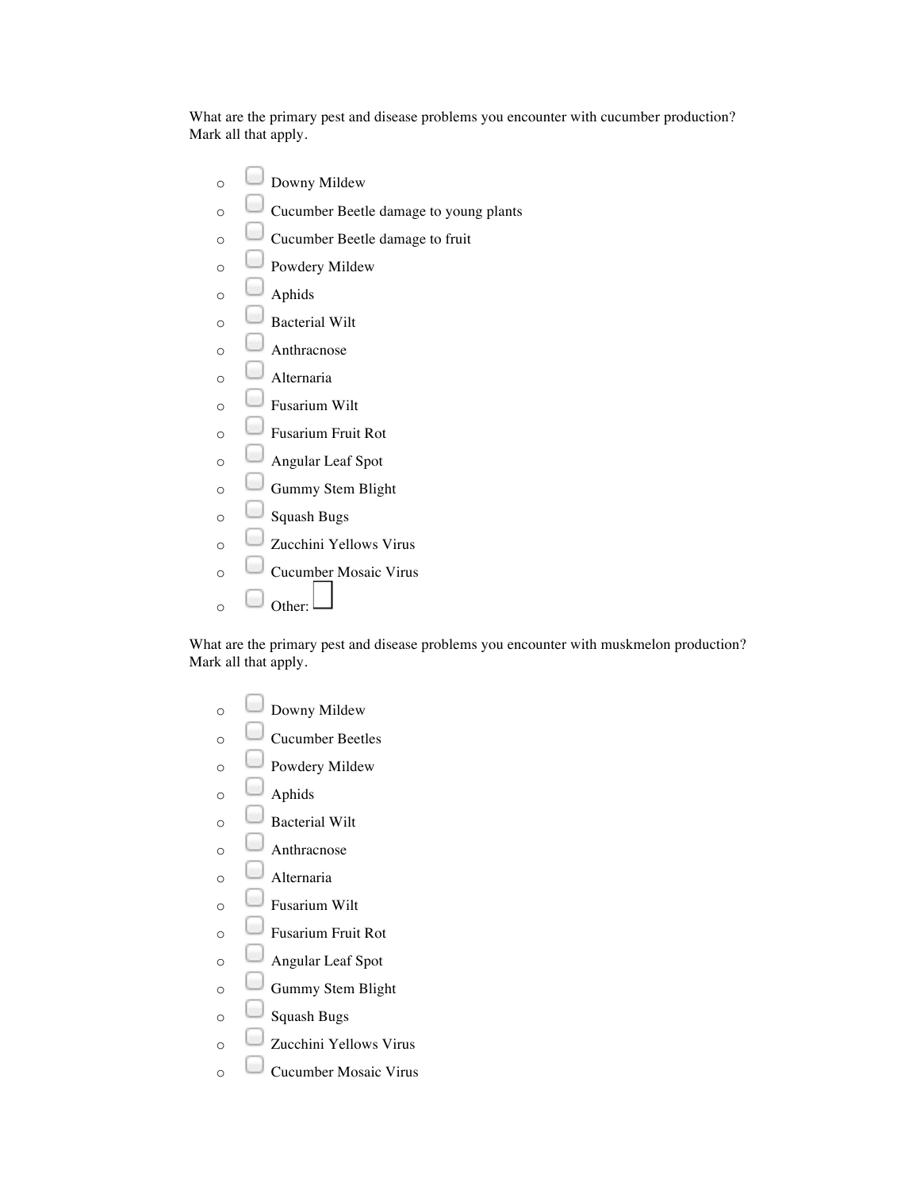What are the primary pest and disease problems you encounter with cucumber production? Mark all that apply.

- ☐ Downy Mildew
- ☐ Cucumber Beetle damage to young plants
- ☐ Cucumber Beetle damage to fruit
- ☐ Powdery Mildew
- ☐ Aphids
- ☐ Bacterial Wilt
- ☐ Anthracnose
- ☐ Alternaria
- ☐ Fusarium Wilt
- ☐ Fusarium Fruit Rot
- ☐ Angular Leaf Spot
- ☐ Gummy Stem Blight
- ☐ Squash Bugs
- ☐ Zucchini Yellows Virus
- ☐ Cucumber Mosaic Virus
- ☐ Other: ☐

What are the primary pest and disease problems you encounter with muskmelon production? Mark all that apply.

- ☐ Downy Mildew
- ☐ Cucumber Beetles
- ☐ Powdery Mildew
- ☐ Aphids
- ☐ Bacterial Wilt
- ☐ Anthracnose
- ☐ Alternaria
- ☐ Fusarium Wilt
- ☐ Fusarium Fruit Rot
- ☐ Angular Leaf Spot
- ☐ Gummy Stem Blight
- ☐ Squash Bugs
- ☐ Zucchini Yellows Virus
- ☐ Cucumber Mosaic Virus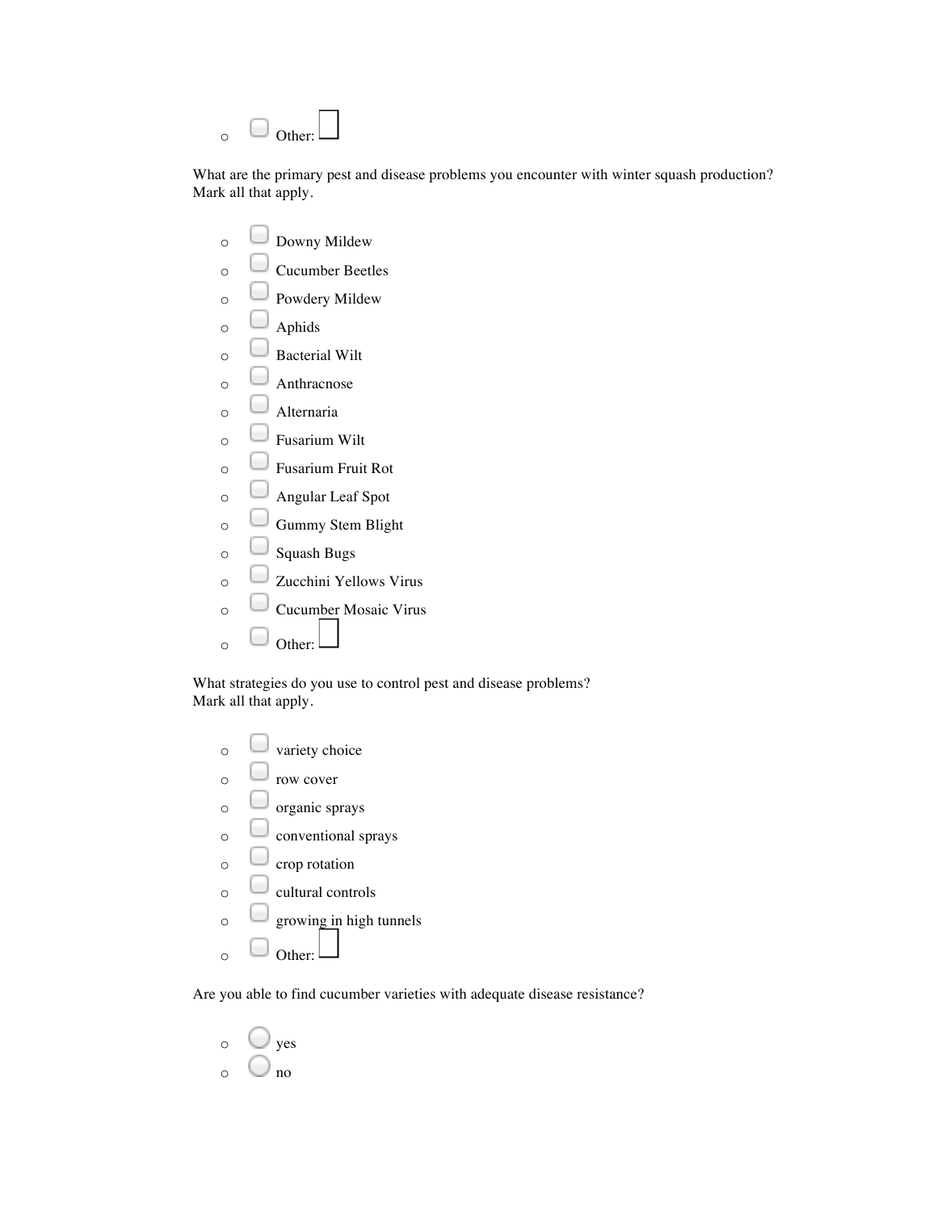- ☐ Other: ☐

What are the primary pest and disease problems you encounter with winter squash production?
Mark all that apply.

- ☐ Downy Mildew
- ☐ Cucumber Beetles
- ☐ Powdery Mildew
- ☐ Aphids
- ☐ Bacterial Wilt
- ☐ Anthracnose
- ☐ Alternaria
- ☐ Fusarium Wilt
- ☐ Fusarium Fruit Rot
- ☐ Angular Leaf Spot
- ☐ Gummy Stem Blight
- ☐ Squash Bugs
- ☐ Zucchini Yellows Virus
- ☐ Cucumber Mosaic Virus
- ☐ Other: ☐

What strategies do you use to control pest and disease problems?
Mark all that apply.

- ☐ variety choice
- ☐ row cover
- ☐ organic sprays
- ☐ conventional sprays
- ☐ crop rotation
- ☐ cultural controls
- ☐ growing in high tunnels
- ☐ Other: ☐

Are you able to find cucumber varieties with adequate disease resistance?

- ○ yes
- ○ no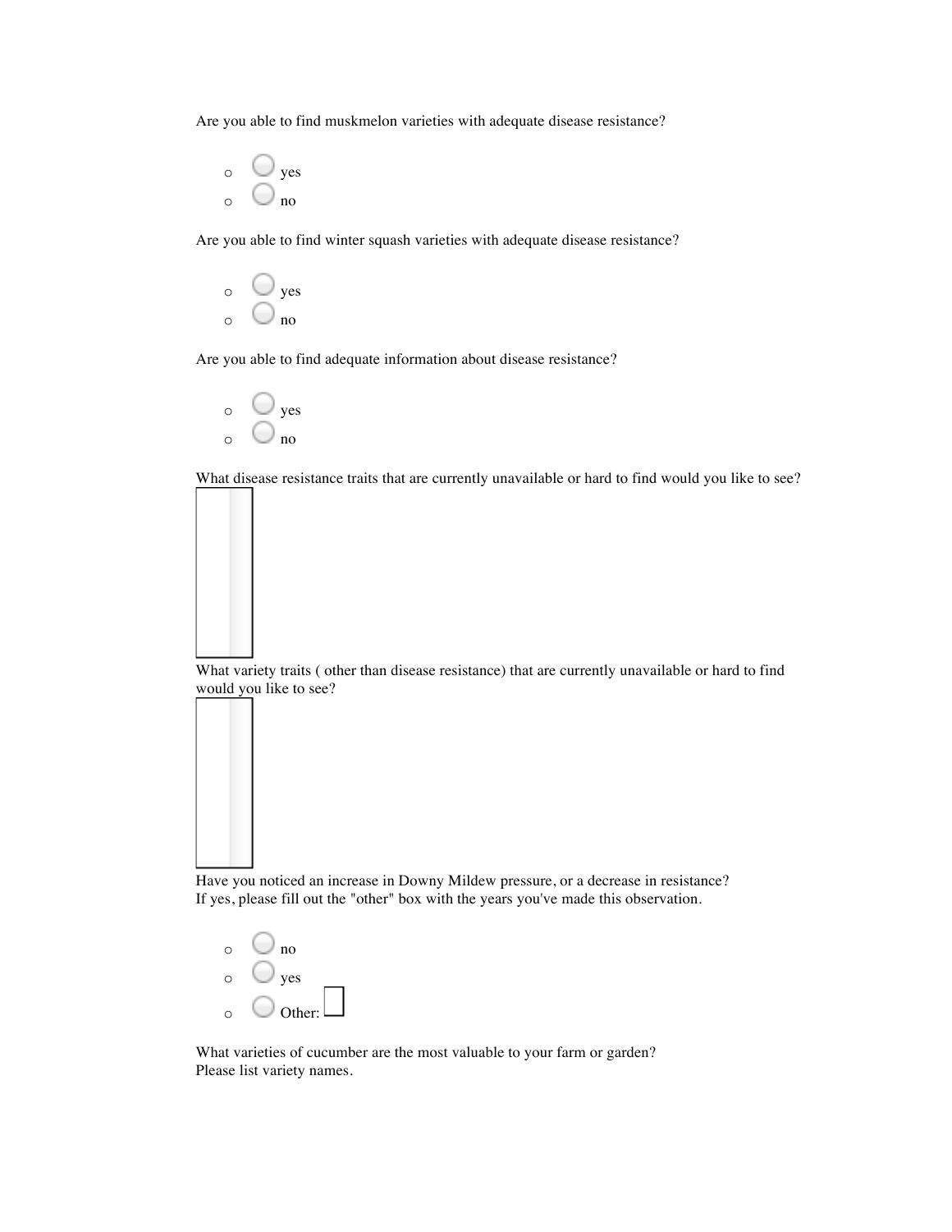Are you able to find muskmelon varieties with adequate disease resistance?

- yes
- no

Are you able to find winter squash varieties with adequate disease resistance?

- yes
- no

Are you able to find adequate information about disease resistance?

- yes
- no

What disease resistance traits that are currently unavailable or hard to find would you like to see?

What variety traits ( other than disease resistance) that are currently unavailable or hard to find would you like to see?

Have you noticed an increase in Downy Mildew pressure, or a decrease in resistance?
If yes, please fill out the "other" box with the years you've made this observation.

- no
- yes
- Other:

What varieties of cucumber are the most valuable to your farm or garden?
Please list variety names.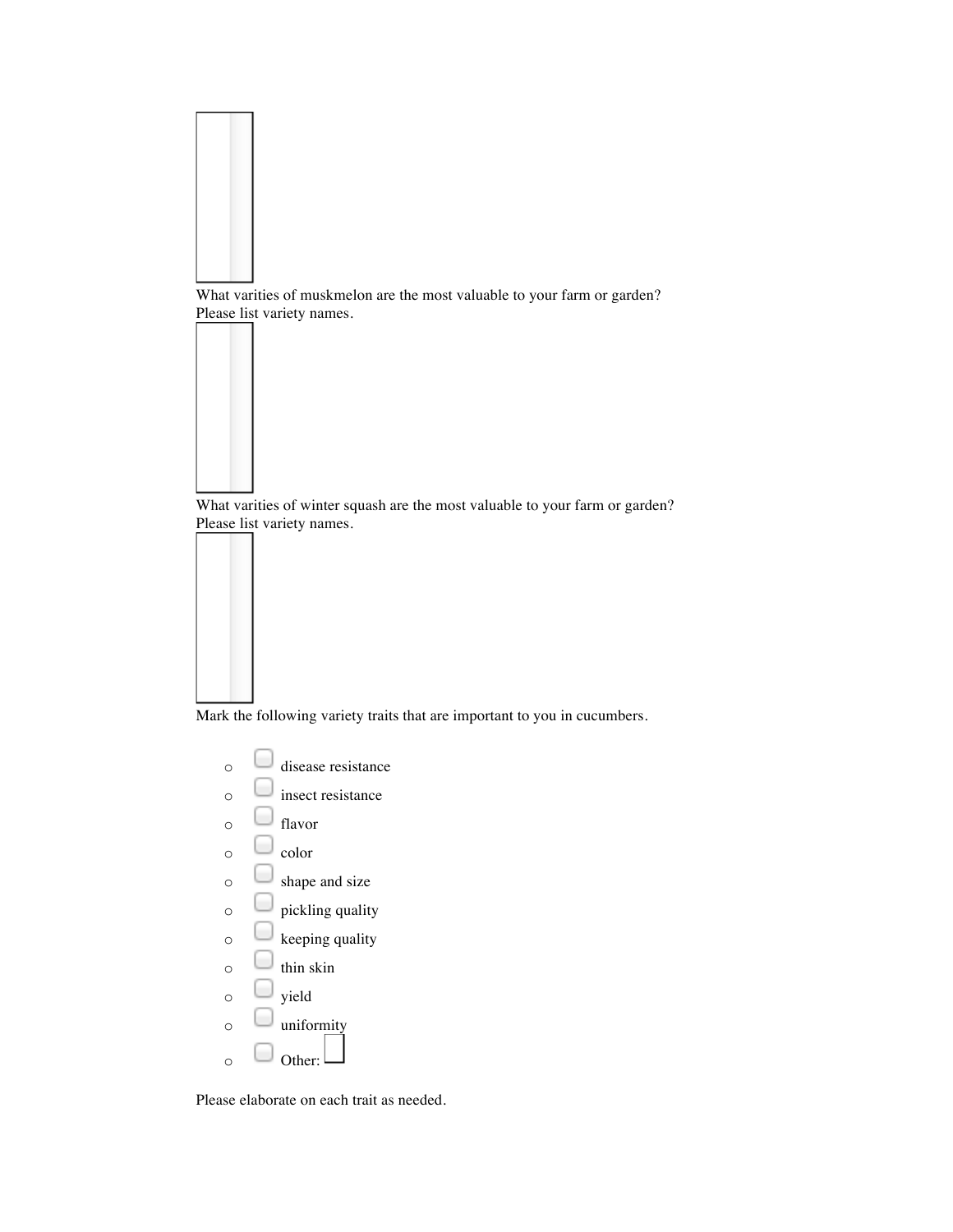What varities of muskmelon are the most valuable to your farm or garden? Please list variety names.

What varities of winter squash are the most valuable to your farm or garden? Please list variety names.

Mark the following variety traits that are important to you in cucumbers.

- ☐ disease resistance
- ☐ insect resistance
- ☐ flavor
- ☐ color
- ☐ shape and size
- ☐ pickling quality
- ☐ keeping quality
- ☐ thin skin
- ☐ yield
- ☐ uniformity
- ☐ Other:

Please elaborate on each trait as needed.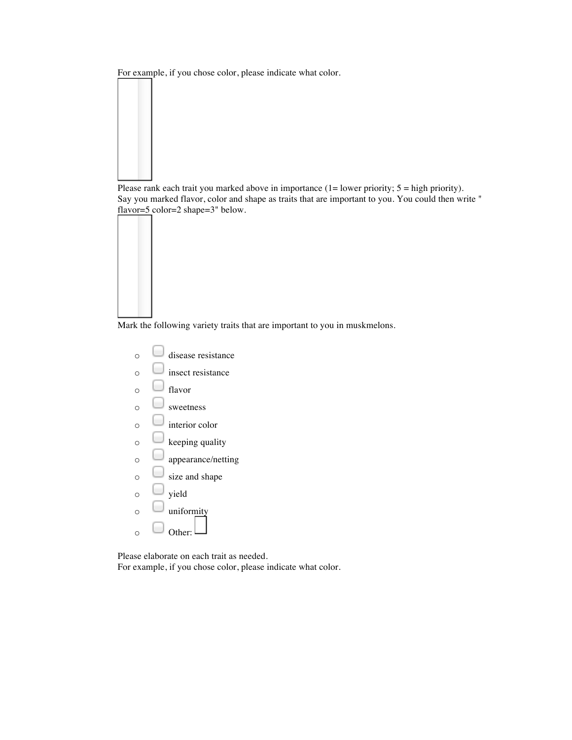For example, if you chose color, please indicate what color.

Please rank each trait you marked above in importance (1= lower priority; 5 = high priority).
Say you marked flavor, color and shape as traits that are important to you. You could then write " flavor=5 color=2 shape=3" below.

Mark the following variety traits that are important to you in muskmelons.

- ☐ disease resistance
- ☐ insect resistance
- ☐ flavor
- ☐ sweetness
- ☐ interior color
- ☐ keeping quality
- ☐ appearance/netting
- ☐ size and shape
- ☐ yield
- ☐ uniformity
- ☐ Other:

Please elaborate on each trait as needed.
For example, if you chose color, please indicate what color.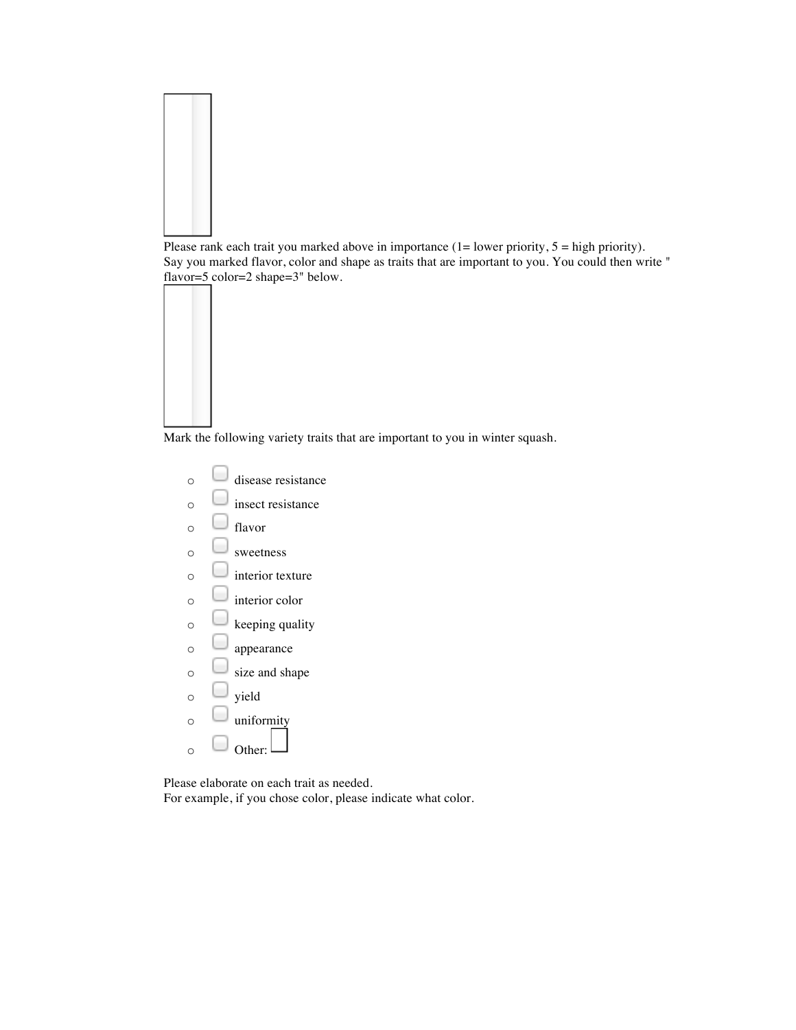Please rank each trait you marked above in importance (1= lower priority, 5 = high priority).
Say you marked flavor, color and shape as traits that are important to you. You could then write " flavor=5 color=2 shape=3" below.

Mark the following variety traits that are important to you in winter squash.

- ☐ disease resistance
- ☐ insect resistance
- ☐ flavor
- ☐ sweetness
- ☐ interior texture
- ☐ interior color
- ☐ keeping quality
- ☐ appearance
- ☐ size and shape
- ☐ yield
- ☐ uniformity
- ☐ Other:

Please elaborate on each trait as needed.
For example, if you chose color, please indicate what color.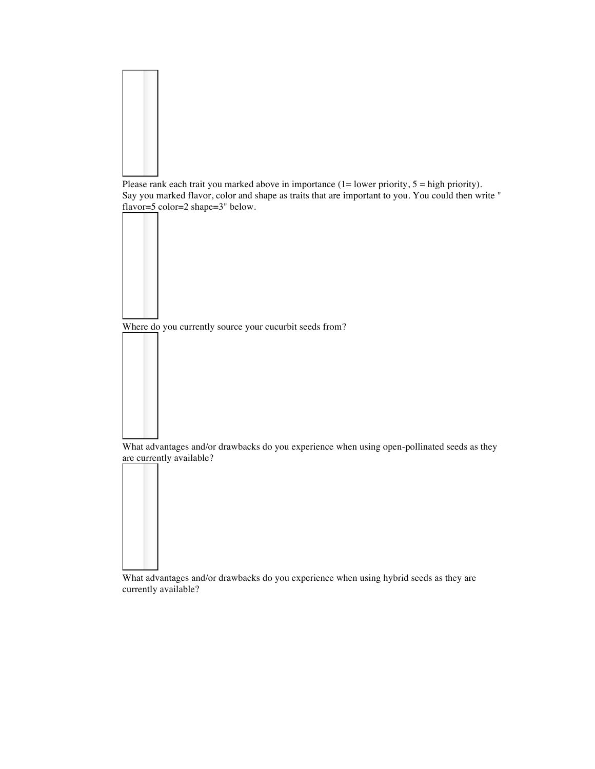Please rank each trait you marked above in importance (1= lower priority, 5 = high priority). Say you marked flavor, color and shape as traits that are important to you. You could then write " flavor=5 color=2 shape=3" below.

Where do you currently source your cucurbit seeds from?

What advantages and/or drawbacks do you experience when using open-pollinated seeds as they are currently available?

What advantages and/or drawbacks do you experience when using hybrid seeds as they are currently available?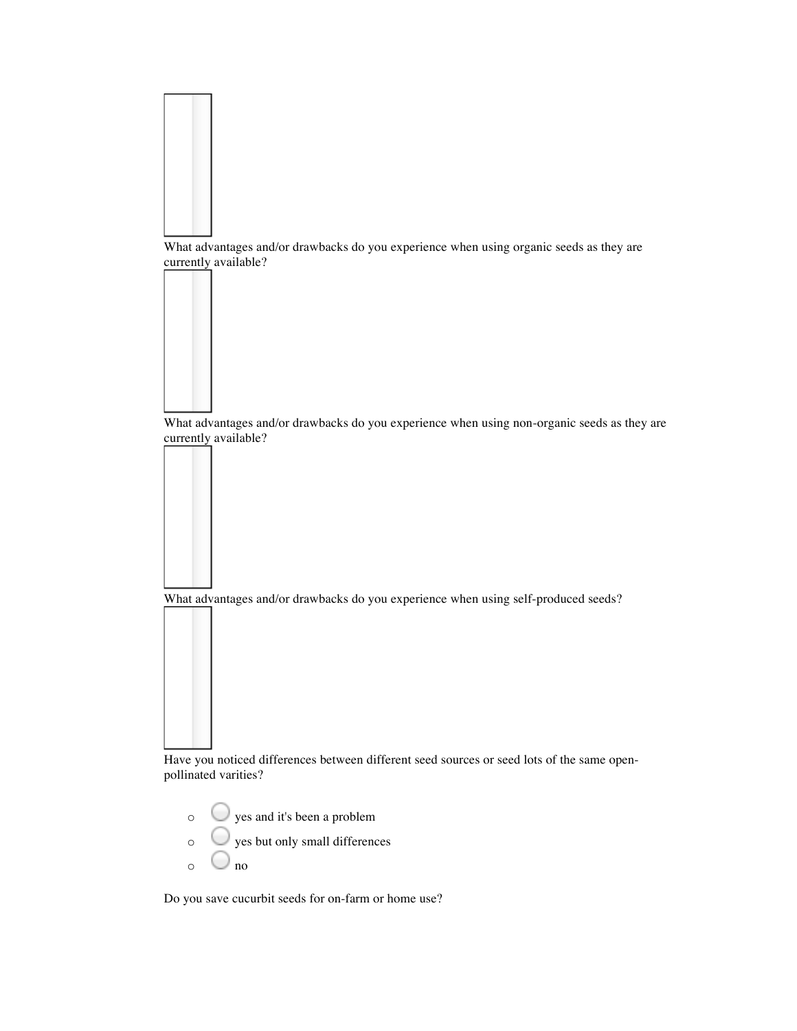What advantages and/or drawbacks do you experience when using organic seeds as they are currently available?

What advantages and/or drawbacks do you experience when using non-organic seeds as they are currently available?

What advantages and/or drawbacks do you experience when using self-produced seeds?

Have you noticed differences between different seed sources or seed lots of the same open-pollinated varities?

- yes and it's been a problem
- yes but only small differences
- no

Do you save cucurbit seeds for on-farm or home use?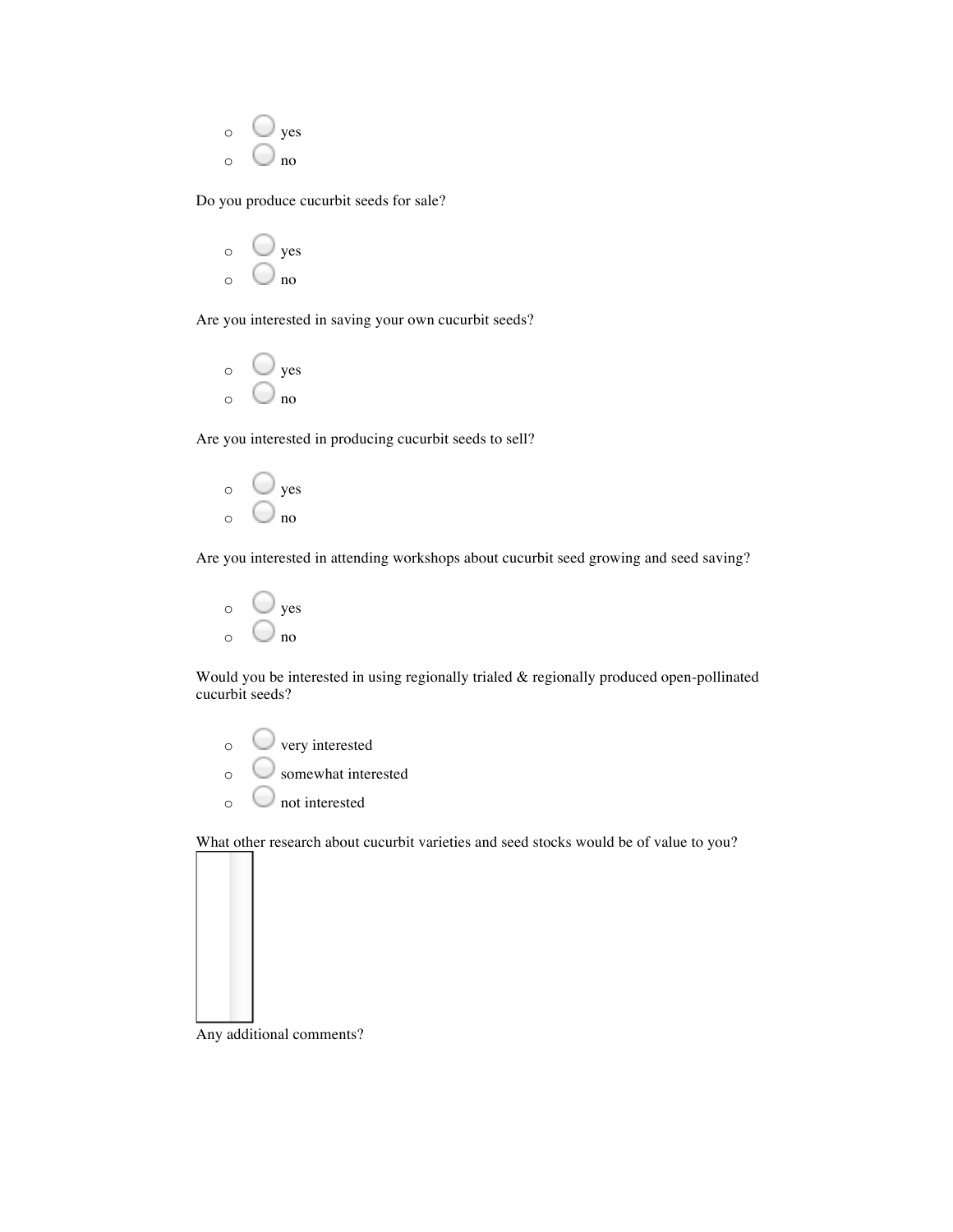- yes
- no

Do you produce cucurbit seeds for sale?

- yes
- no

Are you interested in saving your own cucurbit seeds?

- yes
- no

Are you interested in producing cucurbit seeds to sell?

- yes
- no

Are you interested in attending workshops about cucurbit seed growing and seed saving?

- yes
- no

Would you be interested in using regionally trialed & regionally produced open-pollinated cucurbit seeds?

- very interested
- somewhat interested
- not interested

What other research about cucurbit varieties and seed stocks would be of value to you?

Any additional comments?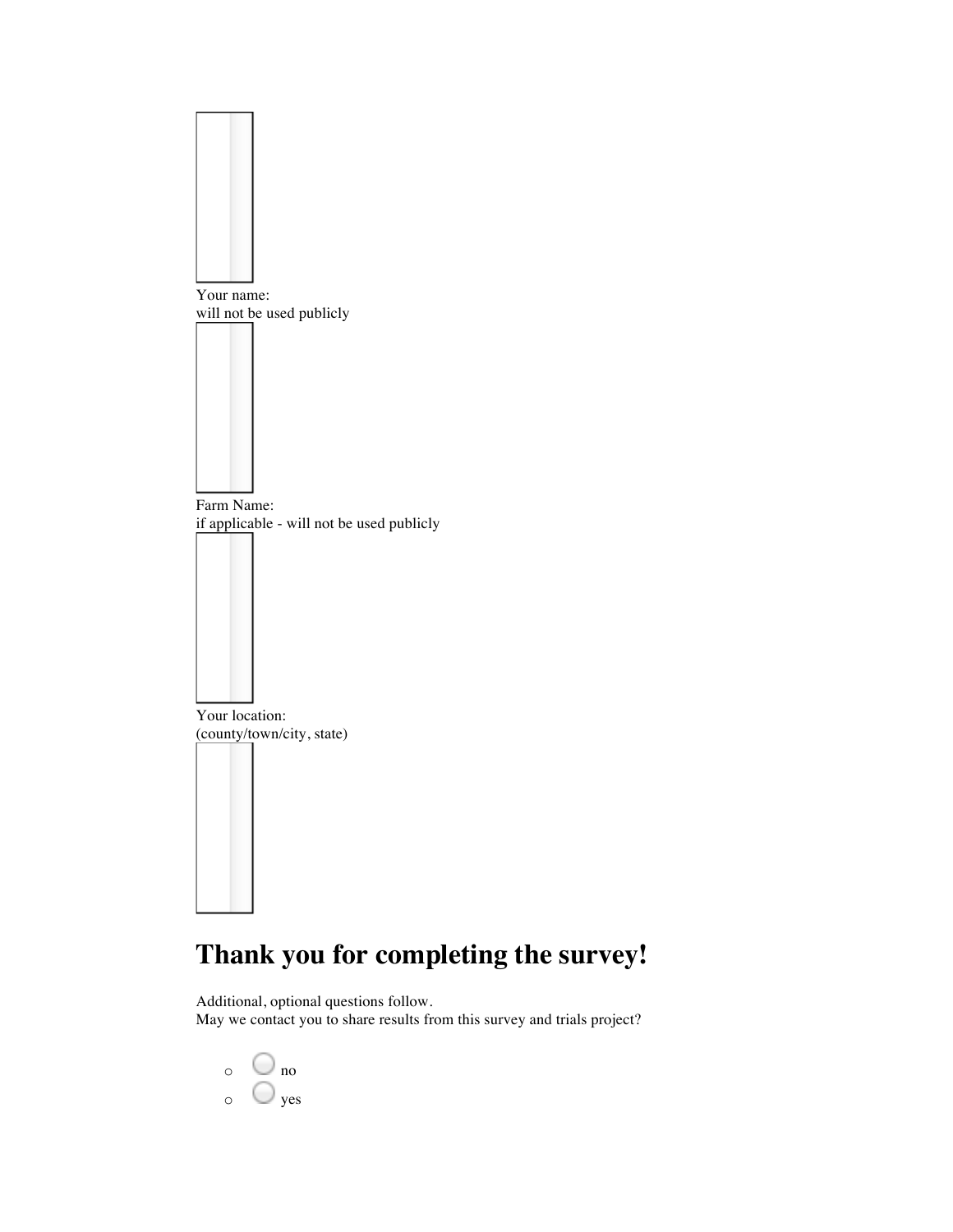Your name:
will not be used publicly

Farm Name:
if applicable - will not be used publicly

Your location:
(county/town/city, state)

# Thank you for completing the survey!

Additional, optional questions follow.
May we contact you to share results from this survey and trials project?

- no
- yes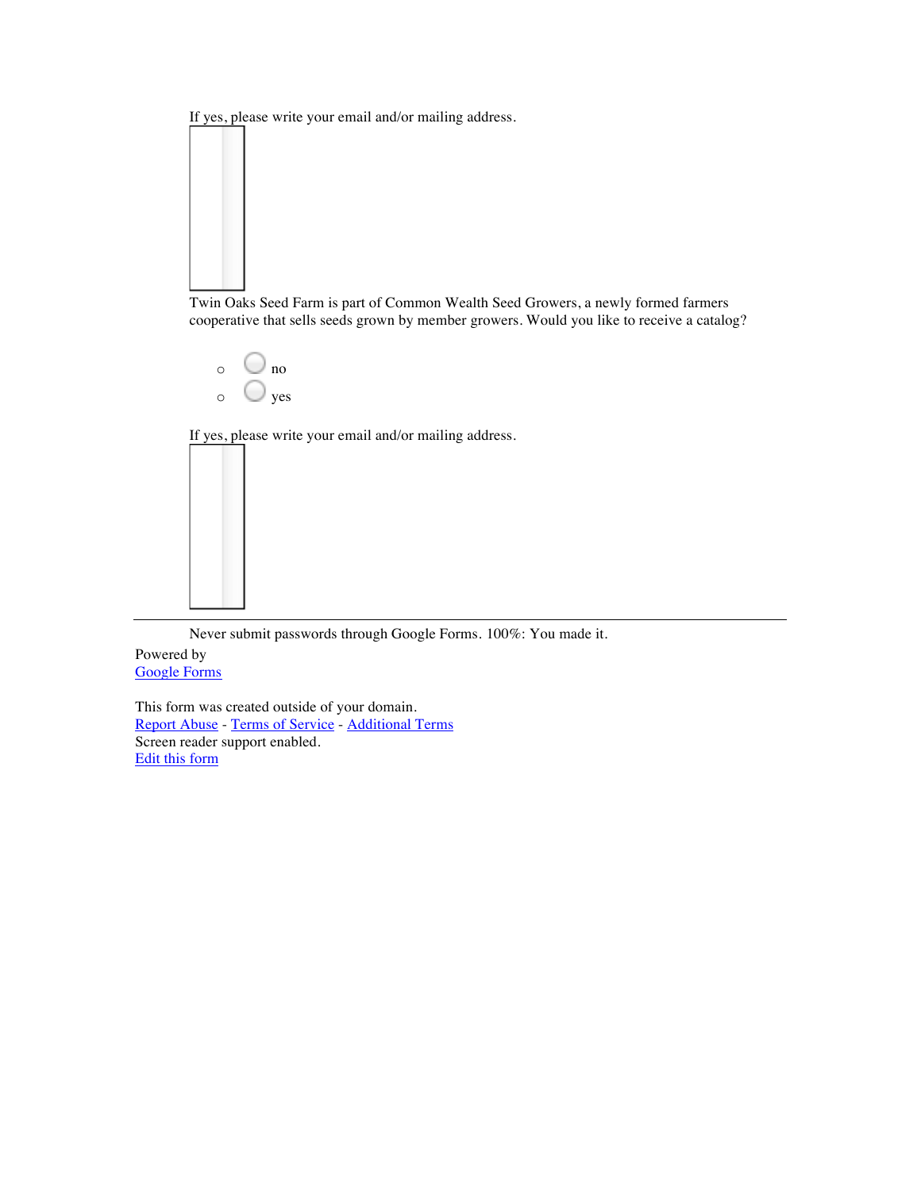If yes, please write your email and/or mailing address.

Twin Oaks Seed Farm is part of Common Wealth Seed Growers, a newly formed farmers cooperative that sells seeds grown by member growers. Would you like to receive a catalog?

- no
- yes

If yes, please write your email and/or mailing address.

---

Never submit passwords through Google Forms. 100%: You made it.

Powered by
[Google Forms]

This form was created outside of your domain.
[Report Abuse] - [Terms of Service] - [Additional Terms]
Screen reader support enabled.
[Edit this form]